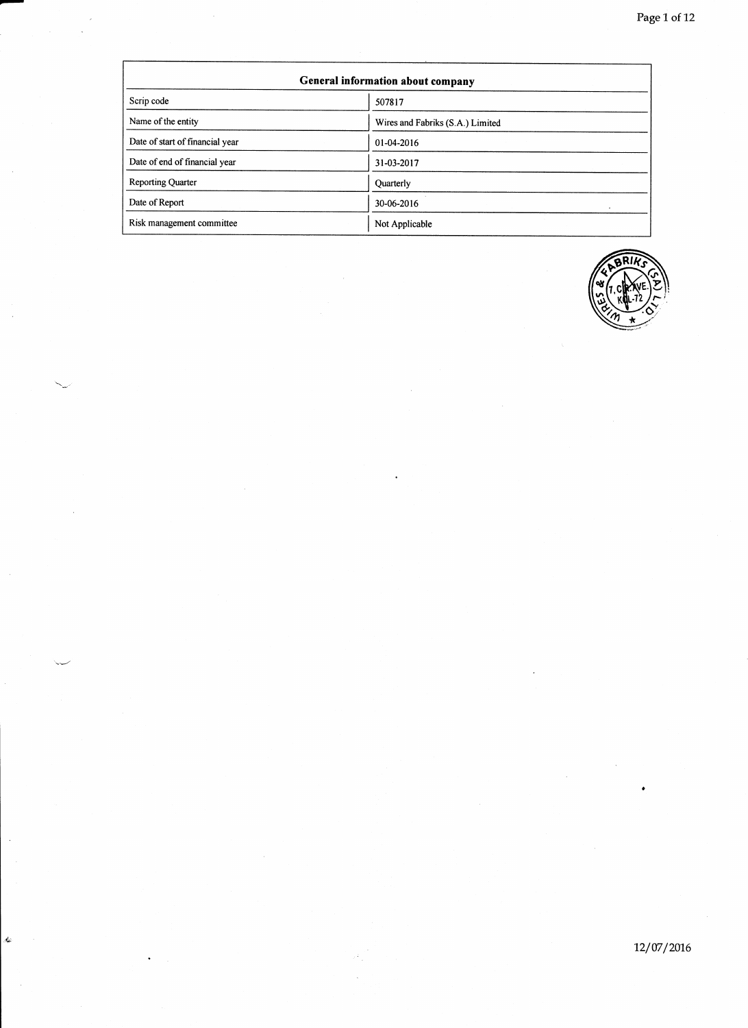| General information about company | |
|---|---|
| Scrip code | 507817 |
| Name of the entity | Wires and Fabriks (S.A.) Limited |
| Date of start of financial year | 01-04-2016 |
| Date of end of financial year | 31-03-2017 |
| Reporting Quarter | Quarterly |
| Date of Report | 30-06-2016 |
| Risk management committee | Not Applicable |

12/07/2016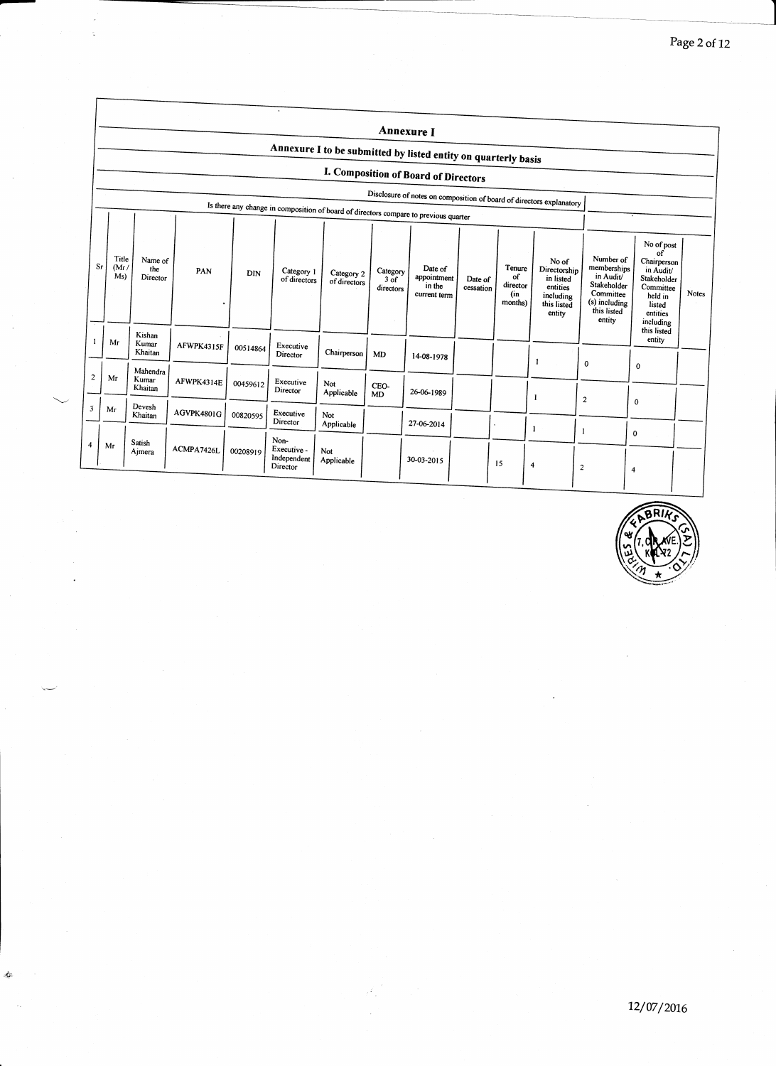# Annexure I

## Annexure I to be submitted by listed entity on quarterly basis

### I. Composition of Board of Directors

| Disclosure of notes on composition of board of directors explanatory | |
|---|---|
| Is there any change in composition of board of directors compare to previous quarter | |

| Sr | Title (Mr / Ms) | Name of the Director | PAN | DIN | Category 1 of directors | Category 2 of directors | Category 3 of directors | Date of appointment in the current term | Date of cessation | Tenure of director (in months) | No of Directorship in listed entities including this listed entity | Number of memberships in Audit/ Stakeholder Committee (s) including this listed entity | No of post of Chairperson in Audit/ Stakeholder Committee held in listed entities including this listed entity | Notes |
|---|---|---|---|---|---|---|---|---|---|---|---|---|---|---|
| 1 | Mr | Kishan Kumar Khaitan | AFWPK4315F | 00514864 | Executive Director | Chairperson | MD | 14-08-1978 | | | 1 | 0 | 0 | |
| 2 | Mr | Mahendra Kumar Khaitan | AFWPK4314E | 00459612 | Executive Director | Not Applicable | CEO-MD | 26-06-1989 | | | 1 | 2 | 0 | |
| 3 | Mr | Devesh Khaitan | AGVPK4801G | 00820595 | Executive Director | Not Applicable | | 27-06-2014 | | | 1 | 1 | 0 | |
| 4 | Mr | Satish Ajmera | ACMPA7426L | 00208919 | Non-Executive - Independent Director | Not Applicable | | 30-03-2015 | | 15 | 4 | 2 | 4 | |

12/07/2016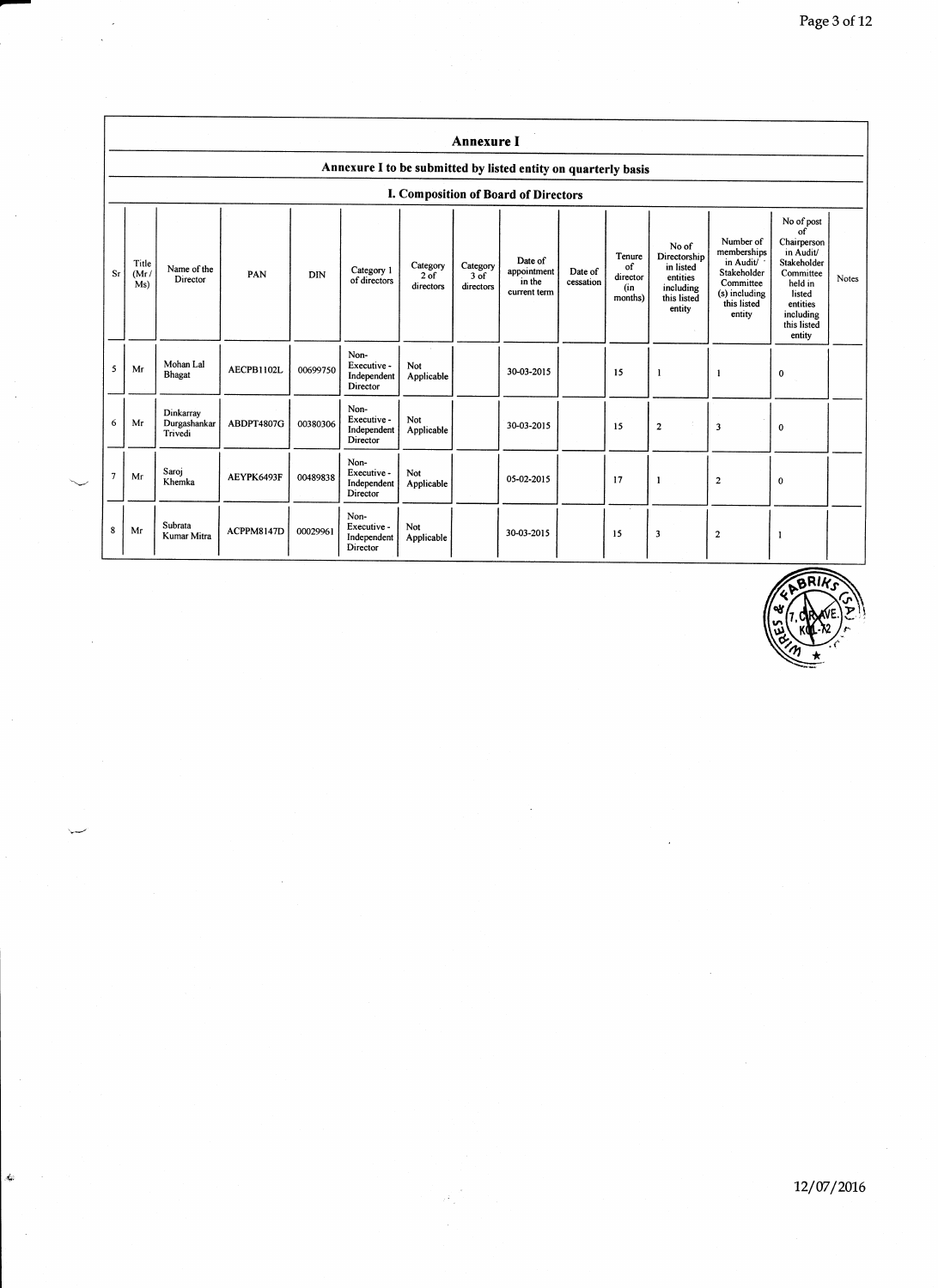# Annexure I

## Annexure I to be submitted by listed entity on quarterly basis

### I. Composition of Board of Directors

| Sr | Title (Mr / Ms) | Name of the Director | PAN | DIN | Category 1 of directors | Category 2 of directors | Category 3 of directors | Date of appointment in the current term | Date of cessation | Tenure of director (in months) | No of Directorship in listed entities including this listed entity | Number of memberships in Audit/ Stakeholder Committee (s) including this listed entity | No of post of Chairperson in Audit/ Stakeholder Committee held in listed entities including this listed entity | Notes |
|---|---|---|---|---|---|---|---|---|---|---|---|---|---|---|
| 5 | Mr | Mohan Lal Bhagat | AECPB1102L | 00699750 | Non-Executive - Independent Director | Not Applicable | | 30-03-2015 | | 15 | 1 | 1 | 0 | |
| 6 | Mr | Dinkarray Durgashankar Trivedi | ABDPT4807G | 00380306 | Non-Executive - Independent Director | Not Applicable | | 30-03-2015 | | 15 | 2 | 3 | 0 | |
| 7 | Mr | Saroj Khemka | AEYPK6493F | 00489838 | Non-Executive - Independent Director | Not Applicable | | 05-02-2015 | | 17 | 1 | 2 | 0 | |
| 8 | Mr | Subrata Kumar Mitra | ACPPM8147D | 00029961 | Non-Executive - Independent Director | Not Applicable | | 30-03-2015 | | 15 | 3 | 2 | 1 | |

12/07/2016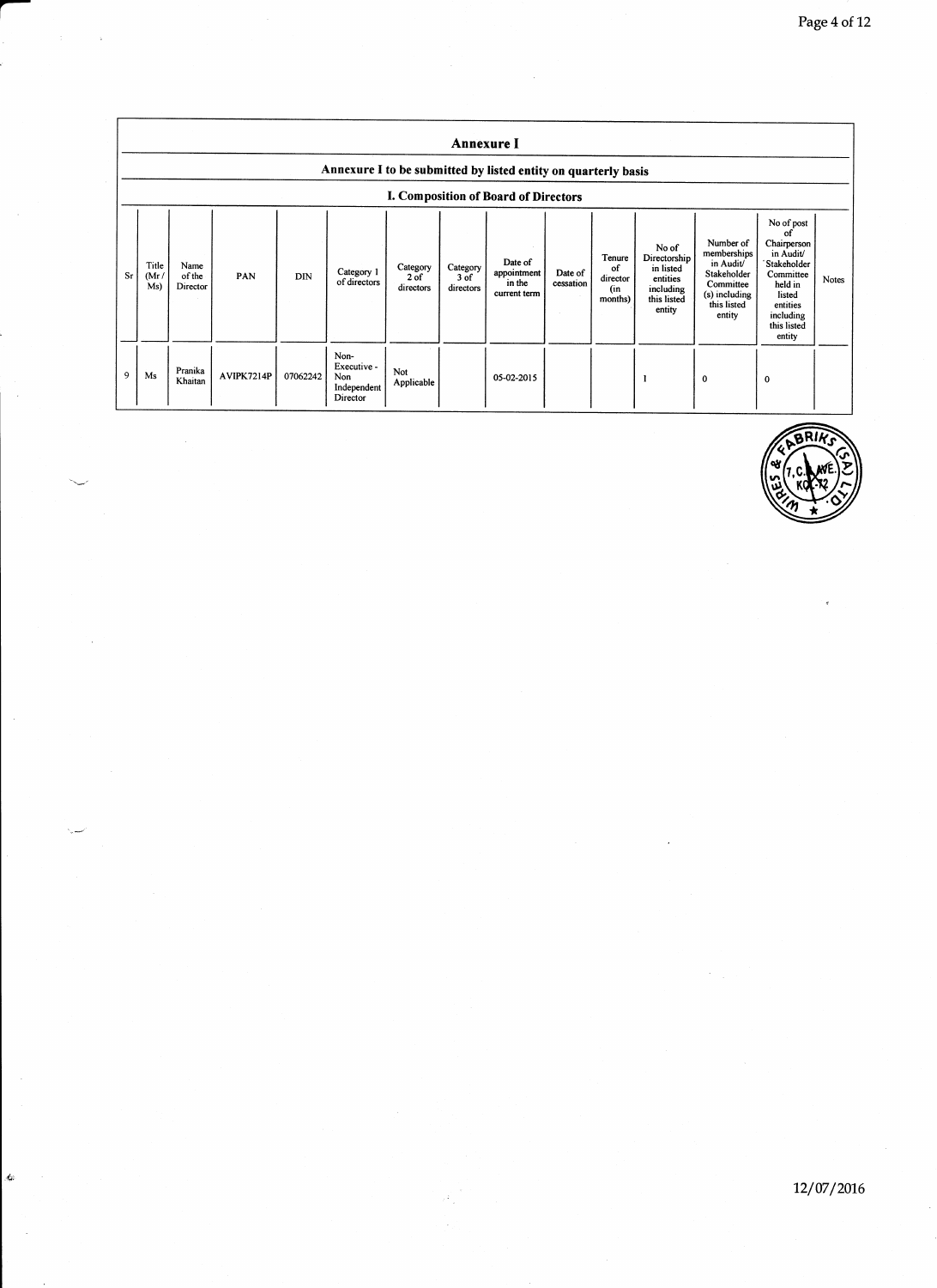## Annexure I

### Annexure I to be submitted by listed entity on quarterly basis

### I. Composition of Board of Directors

| Sr | Title (Mr / Ms) | Name of the Director | PAN | DIN | Category 1 of directors | Category 2 of directors | Category 3 of directors | Date of appointment in the current term | Date of cessation | Tenure of director (in months) | No of Directorship in listed entities including this listed entity | Number of memberships in Audit/ Stakeholder Committee (s) including this listed entity | No of post of Chairperson in Audit/ Stakeholder Committee held in listed entities including this listed entity | Notes |
|---|---|---|---|---|---|---|---|---|---|---|---|---|---|---|
| 9 | Ms | Pranika Khaitan | AVIPK7214P | 07062242 | Non-Executive - Non Independent Director | Not Applicable | | 05-02-2015 | | | 1 | 0 | 0 | |

12/07/2016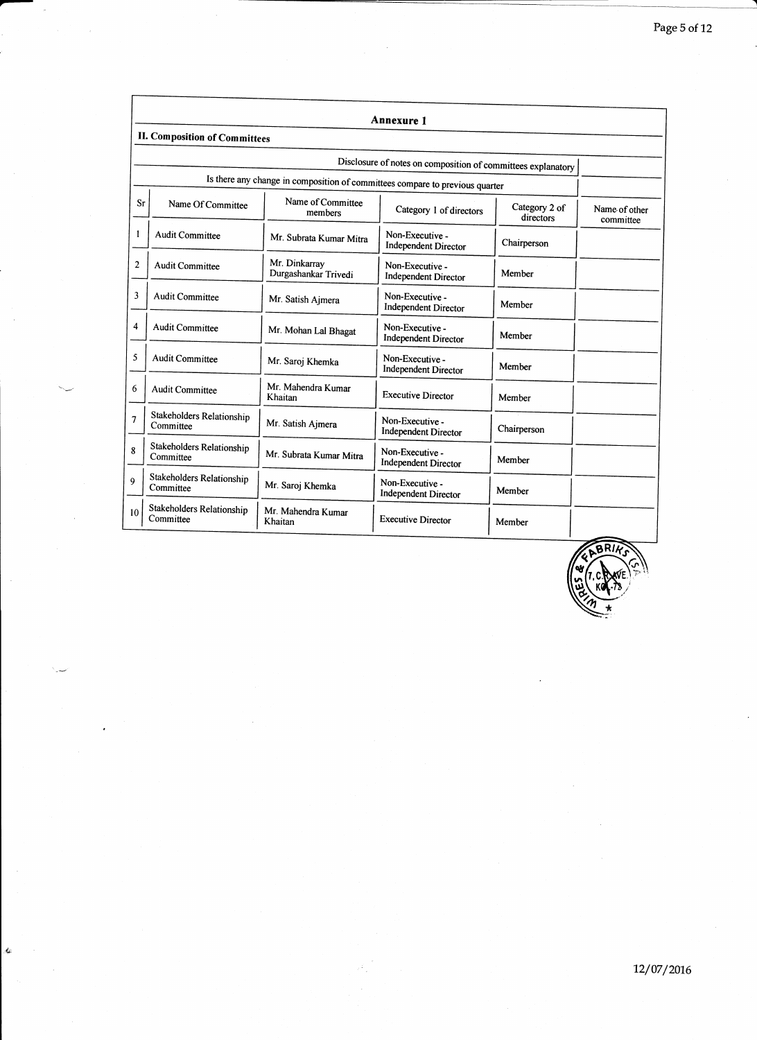## Annexure 1

### II. Composition of Committees

| Disclosure of notes on composition of committees explanatory | |
|---|---|
| Is there any change in composition of committees compare to previous quarter | |

| Sr | Name Of Committee | Name of Committee members | Category 1 of directors | Category 2 of directors | Name of other committee |
|---|---|---|---|---|---|
| 1 | Audit Committee | Mr. Subrata Kumar Mitra | Non-Executive - Independent Director | Chairperson | |
| 2 | Audit Committee | Mr. Dinkarray Durgashankar Trivedi | Non-Executive - Independent Director | Member | |
| 3 | Audit Committee | Mr. Satish Ajmera | Non-Executive - Independent Director | Member | |
| 4 | Audit Committee | Mr. Mohan Lal Bhagat | Non-Executive - Independent Director | Member | |
| 5 | Audit Committee | Mr. Saroj Khemka | Non-Executive - Independent Director | Member | |
| 6 | Audit Committee | Mr. Mahendra Kumar Khaitan | Executive Director | Member | |
| 7 | Stakeholders Relationship Committee | Mr. Satish Ajmera | Non-Executive - Independent Director | Chairperson | |
| 8 | Stakeholders Relationship Committee | Mr. Subrata Kumar Mitra | Non-Executive - Independent Director | Member | |
| 9 | Stakeholders Relationship Committee | Mr. Saroj Khemka | Non-Executive - Independent Director | Member | |
| 10 | Stakeholders Relationship Committee | Mr. Mahendra Kumar Khaitan | Executive Director | Member | |

12/07/2016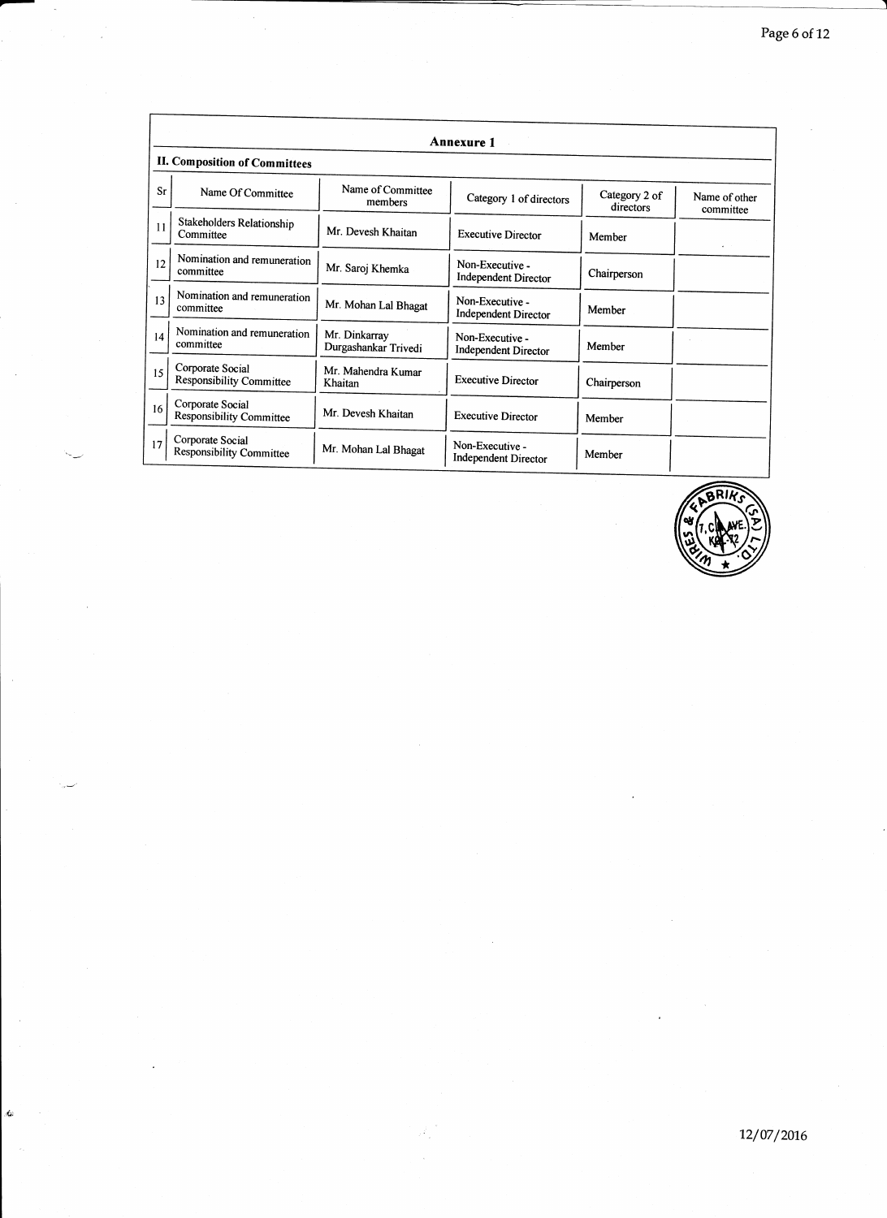## Annexure 1

### II. Composition of Committees

| Sr | Name Of Committee | Name of Committee members | Category 1 of directors | Category 2 of directors | Name of other committee |
|---|---|---|---|---|---|
| 11 | Stakeholders Relationship Committee | Mr. Devesh Khaitan | Executive Director | Member | |
| 12 | Nomination and remuneration committee | Mr. Saroj Khemka | Non-Executive - Independent Director | Chairperson | |
| 13 | Nomination and remuneration committee | Mr. Mohan Lal Bhagat | Non-Executive - Independent Director | Member | |
| 14 | Nomination and remuneration committee | Mr. Dinkarray Durgashankar Trivedi | Non-Executive - Independent Director | Member | |
| 15 | Corporate Social Responsibility Committee | Mr. Mahendra Kumar Khaitan | Executive Director | Chairperson | |
| 16 | Corporate Social Responsibility Committee | Mr. Devesh Khaitan | Executive Director | Member | |
| 17 | Corporate Social Responsibility Committee | Mr. Mohan Lal Bhagat | Non-Executive - Independent Director | Member | |

12/07/2016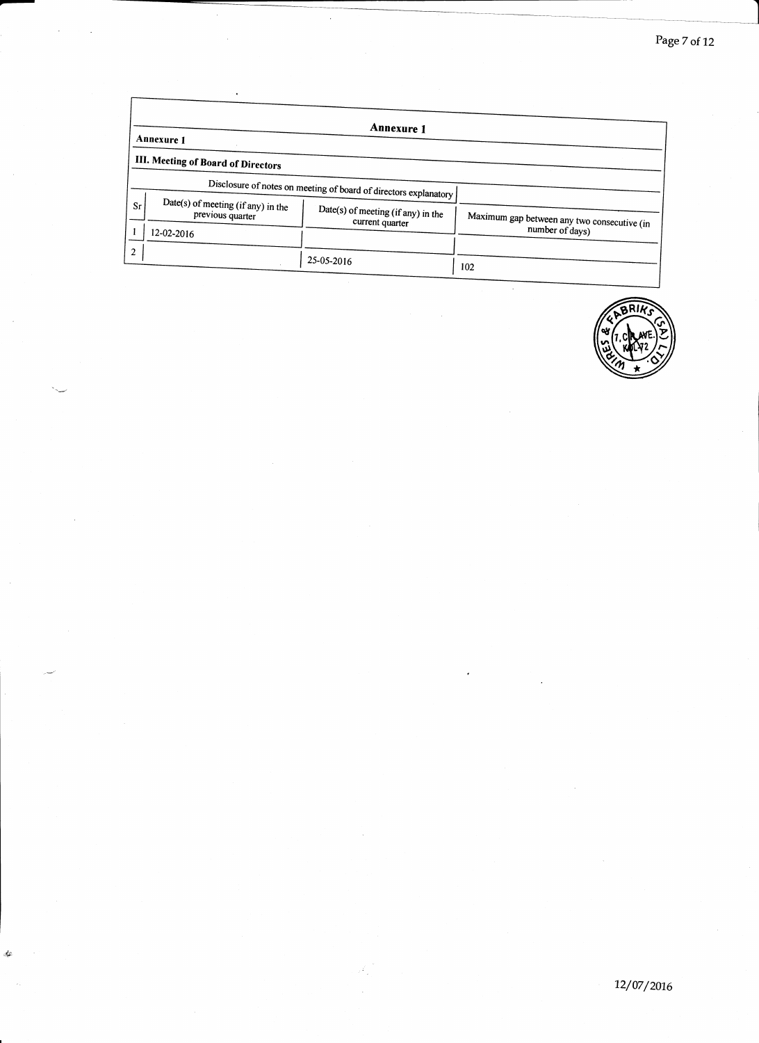## Annexure 1

**Annexure 1**

**III. Meeting of Board of Directors**

| Disclosure of notes on meeting of board of directors explanatory | | | |
|---|---|---|---|
| **Sr** | **Date(s) of meeting (if any) in the previous quarter** | **Date(s) of meeting (if any) in the current quarter** | **Maximum gap between any two consecutive (in number of days)** |
| 1 | 12-02-2016 | | |
| 2 | | 25-05-2016 | 102 |

12/07/2016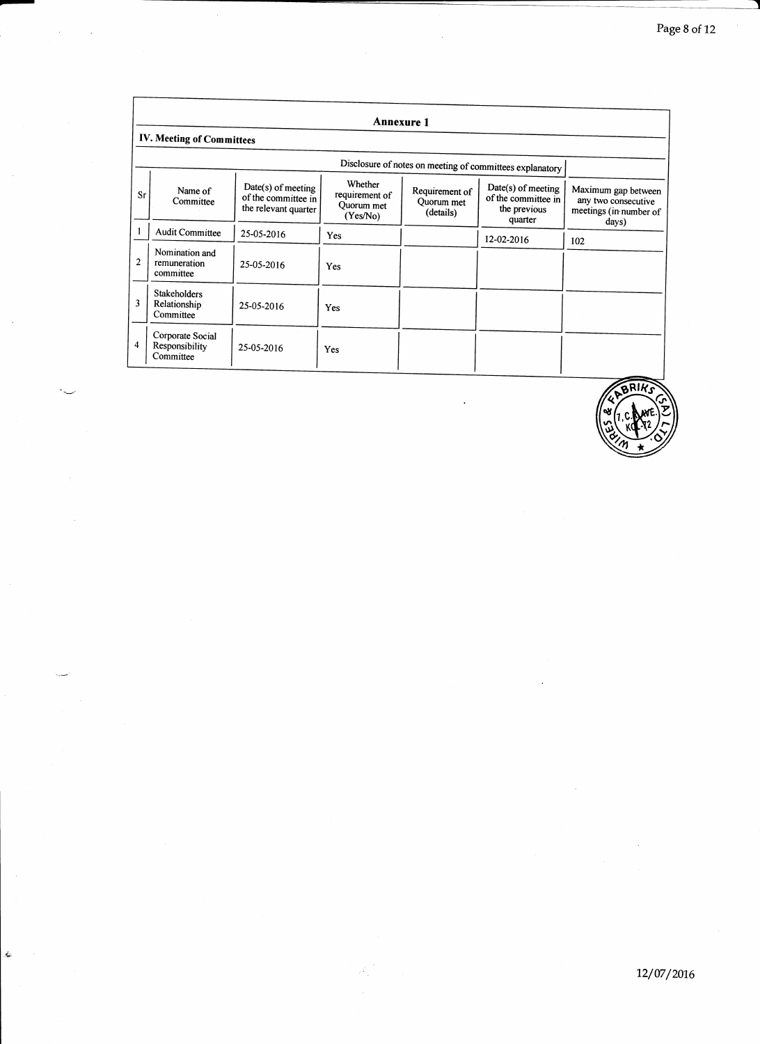## Annexure 1

### IV. Meeting of Committees

Disclosure of notes on meeting of committees explanatory

| Sr | Name of Committee | Date(s) of meeting of the committee in the relevant quarter | Whether requirement of Quorum met (Yes/No) | Requirement of Quorum met (details) | Date(s) of meeting of the committee in the previous quarter | Maximum gap between any two consecutive meetings (in number of days) |
|---|---|---|---|---|---|---|
| 1 | Audit Committee | 25-05-2016 | Yes | | 12-02-2016 | 102 |
| 2 | Nomination and remuneration committee | 25-05-2016 | Yes | | | |
| 3 | Stakeholders Relationship Committee | 25-05-2016 | Yes | | | |
| 4 | Corporate Social Responsibility Committee | 25-05-2016 | Yes | | | |

12/07/2016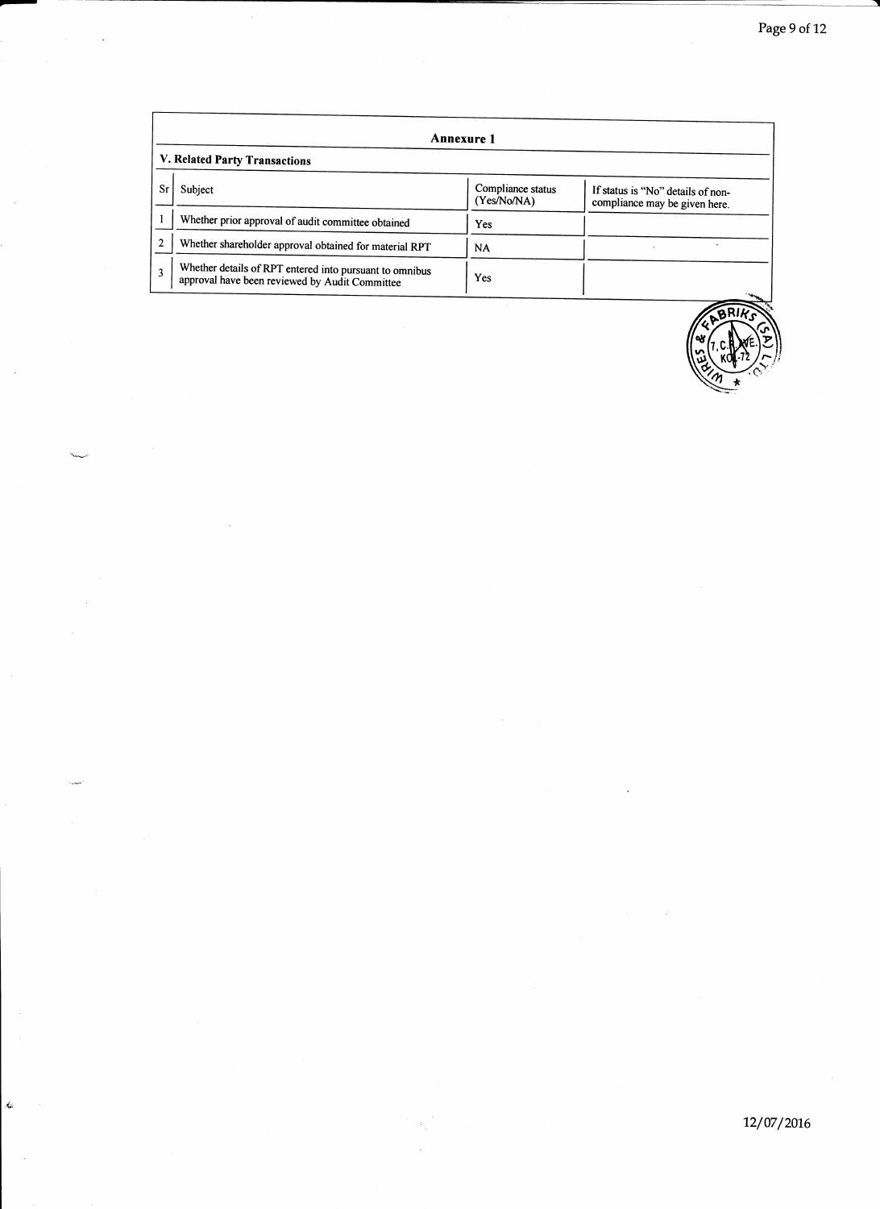## Annexure 1

### V. Related Party Transactions

| Sr | Subject | Compliance status (Yes/No/NA) | If status is "No" details of non-compliance may be given here. |
|---|---|---|---|
| 1 | Whether prior approval of audit committee obtained | Yes | |
| 2 | Whether shareholder approval obtained for material RPT | NA | |
| 3 | Whether details of RPT entered into pursuant to omnibus approval have been reviewed by Audit Committee | Yes | |

12/07/2016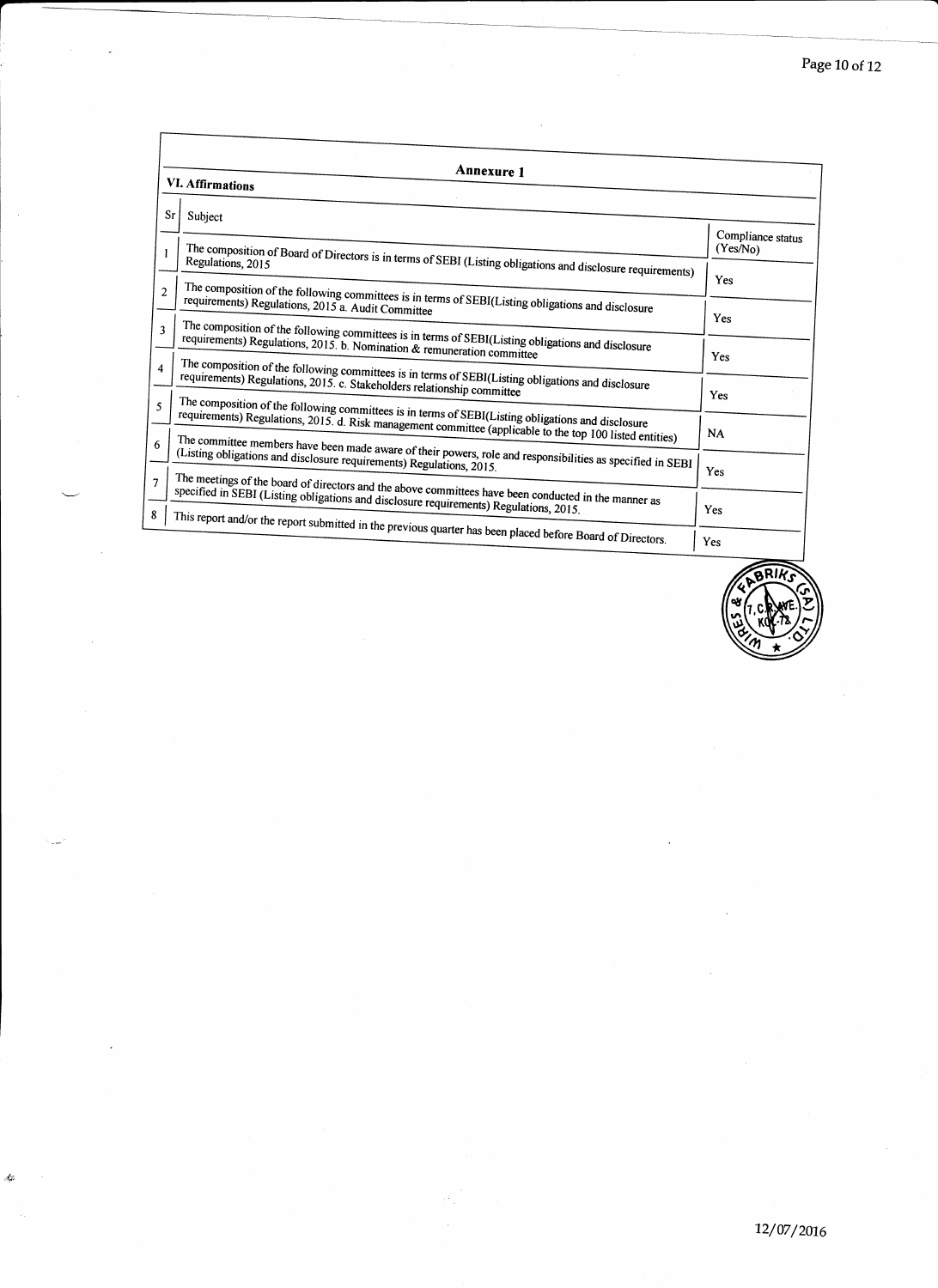## Annexure 1

### VI. Affirmations

| Sr | Subject | Compliance status (Yes/No) |
|---|---|---|
| 1 | The composition of Board of Directors is in terms of SEBI (Listing obligations and disclosure requirements) Regulations, 2015 | Yes |
| 2 | The composition of the following committees is in terms of SEBI(Listing obligations and disclosure requirements) Regulations, 2015 a. Audit Committee | Yes |
| 3 | The composition of the following committees is in terms of SEBI(Listing obligations and disclosure requirements) Regulations, 2015. b. Nomination & remuneration committee | Yes |
| 4 | The composition of the following committees is in terms of SEBI(Listing obligations and disclosure requirements) Regulations, 2015. c. Stakeholders relationship committee | Yes |
| 5 | The composition of the following committees is in terms of SEBI(Listing obligations and disclosure requirements) Regulations, 2015. d. Risk management committee (applicable to the top 100 listed entities) | NA |
| 6 | The committee members have been made aware of their powers, role and responsibilities as specified in SEBI (Listing obligations and disclosure requirements) Regulations, 2015. | Yes |
| 7 | The meetings of the board of directors and the above committees have been conducted in the manner as specified in SEBI (Listing obligations and disclosure requirements) Regulations, 2015. | Yes |
| 8 | This report and/or the report submitted in the previous quarter has been placed before Board of Directors. | Yes |

12/07/2016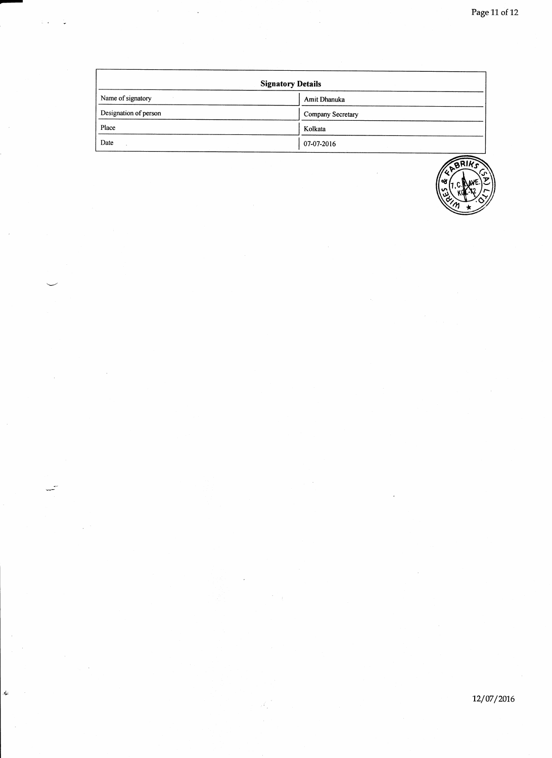| Signatory Details | |
|---|---|
| Name of signatory | Amit Dhanuka |
| Designation of person | Company Secretary |
| Place | Kolkata |
| Date | 07-07-2016 |

12/07/2016